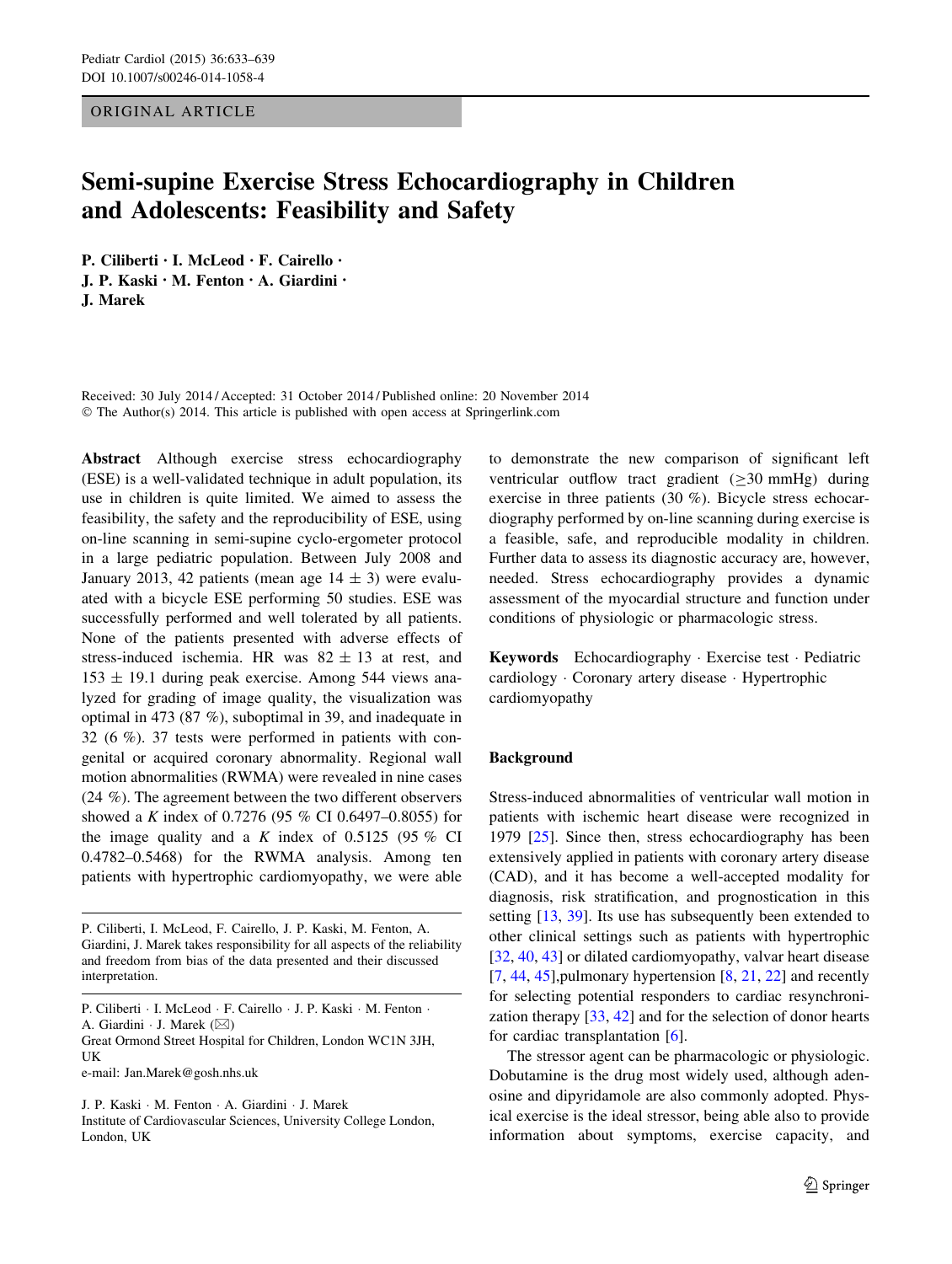ORIGINAL ARTICLE

# Semi-supine Exercise Stress Echocardiography in Children and Adolescents: Feasibility and Safety

**P. Ciliberti · I. McLeod · F. Cairello · J. P. Kaski · M. Fenton · A. Giardini · J. Marek**

Received: 30 July 2014 / Accepted: 31 October 2014 / Published online: 20 November 2014
© The Author(s) 2014. This article is published with open access at Springerlink.com

**Abstract** Although exercise stress echocardiography (ESE) is a well-validated technique in adult population, its use in children is quite limited. We aimed to assess the feasibility, the safety and the reproducibility of ESE, using on-line scanning in semi-supine cyclo-ergometer protocol in a large pediatric population. Between July 2008 and January 2013, 42 patients (mean age 14 ± 3) were evaluated with a bicycle ESE performing 50 studies. ESE was successfully performed and well tolerated by all patients. None of the patients presented with adverse effects of stress-induced ischemia. HR was 82 ± 13 at rest, and 153 ± 19.1 during peak exercise. Among 544 views analyzed for grading of image quality, the visualization was optimal in 473 (87 %), suboptimal in 39, and inadequate in 32 (6 %). 37 tests were performed in patients with congenital or acquired coronary abnormality. Regional wall motion abnormalities (RWMA) were revealed in nine cases (24 %). The agreement between the two different observers showed a *K* index of 0.7276 (95 % CI 0.6497–0.8055) for the image quality and a *K* index of 0.5125 (95 % CI 0.4782–0.5468) for the RWMA analysis. Among ten patients with hypertrophic cardiomyopathy, we were able to demonstrate the new comparison of significant left ventricular outflow tract gradient (≥30 mmHg) during exercise in three patients (30 %). Bicycle stress echocardiography performed by on-line scanning during exercise is a feasible, safe, and reproducible modality in children. Further data to assess its diagnostic accuracy are, however, needed. Stress echocardiography provides a dynamic assessment of the myocardial structure and function under conditions of physiologic or pharmacologic stress.

**Keywords** Echocardiography · Exercise test · Pediatric cardiology · Coronary artery disease · Hypertrophic cardiomyopathy

P. Ciliberti, I. McLeod, F. Cairello, J. P. Kaski, M. Fenton, A. Giardini, J. Marek takes responsibility for all aspects of the reliability and freedom from bias of the data presented and their discussed interpretation.

P. Ciliberti · I. McLeod · F. Cairello · J. P. Kaski · M. Fenton · A. Giardini · J. Marek (✉)
Great Ormond Street Hospital for Children, London WC1N 3JH, UK
e-mail: Jan.Marek@gosh.nhs.uk

J. P. Kaski · M. Fenton · A. Giardini · J. Marek
Institute of Cardiovascular Sciences, University College London, London, UK

## Background

Stress-induced abnormalities of ventricular wall motion in patients with ischemic heart disease were recognized in 1979 [25]. Since then, stress echocardiography has been extensively applied in patients with coronary artery disease (CAD), and it has become a well-accepted modality for diagnosis, risk stratification, and prognostication in this setting [13, 39]. Its use has subsequently been extended to other clinical settings such as patients with hypertrophic [32, 40, 43] or dilated cardiomyopathy, valvar heart disease [7, 44, 45],pulmonary hypertension [8, 21, 22] and recently for selecting potential responders to cardiac resynchronization therapy [33, 42] and for the selection of donor hearts for cardiac transplantation [6].

The stressor agent can be pharmacologic or physiologic. Dobutamine is the drug most widely used, although adenosine and dipyridamole are also commonly adopted. Physical exercise is the ideal stressor, being able also to provide information about symptoms, exercise capacity, and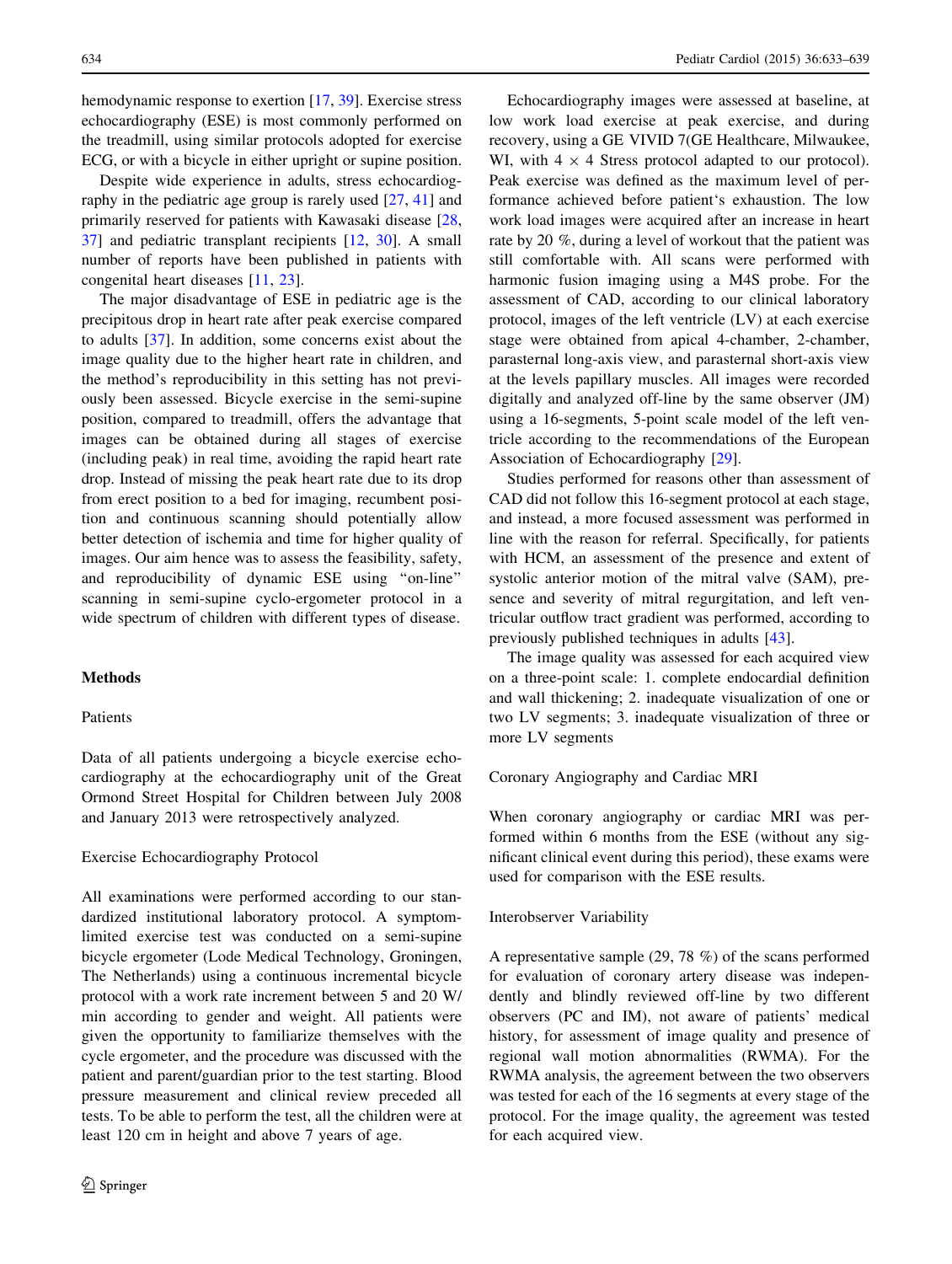hemodynamic response to exertion [17, 39]. Exercise stress echocardiography (ESE) is most commonly performed on the treadmill, using similar protocols adopted for exercise ECG, or with a bicycle in either upright or supine position.

Despite wide experience in adults, stress echocardiography in the pediatric age group is rarely used [27, 41] and primarily reserved for patients with Kawasaki disease [28, 37] and pediatric transplant recipients [12, 30]. A small number of reports have been published in patients with congenital heart diseases [11, 23].

The major disadvantage of ESE in pediatric age is the precipitous drop in heart rate after peak exercise compared to adults [37]. In addition, some concerns exist about the image quality due to the higher heart rate in children, and the method's reproducibility in this setting has not previously been assessed. Bicycle exercise in the semi-supine position, compared to treadmill, offers the advantage that images can be obtained during all stages of exercise (including peak) in real time, avoiding the rapid heart rate drop. Instead of missing the peak heart rate due to its drop from erect position to a bed for imaging, recumbent position and continuous scanning should potentially allow better detection of ischemia and time for higher quality of images. Our aim hence was to assess the feasibility, safety, and reproducibility of dynamic ESE using "on-line" scanning in semi-supine cyclo-ergometer protocol in a wide spectrum of children with different types of disease.

## Methods

### Patients

Data of all patients undergoing a bicycle exercise echocardiography at the echocardiography unit of the Great Ormond Street Hospital for Children between July 2008 and January 2013 were retrospectively analyzed.

### Exercise Echocardiography Protocol

All examinations were performed according to our standardized institutional laboratory protocol. A symptom-limited exercise test was conducted on a semi-supine bicycle ergometer (Lode Medical Technology, Groningen, The Netherlands) using a continuous incremental bicycle protocol with a work rate increment between 5 and 20 W/min according to gender and weight. All patients were given the opportunity to familiarize themselves with the cycle ergometer, and the procedure was discussed with the patient and parent/guardian prior to the test starting. Blood pressure measurement and clinical review preceded all tests. To be able to perform the test, all the children were at least 120 cm in height and above 7 years of age.

Echocardiography images were assessed at baseline, at low work load exercise at peak exercise, and during recovery, using a GE VIVID 7(GE Healthcare, Milwaukee, WI, with 4 × 4 Stress protocol adapted to our protocol). Peak exercise was defined as the maximum level of performance achieved before patient's exhaustion. The low work load images were acquired after an increase in heart rate by 20 %, during a level of workout that the patient was still comfortable with. All scans were performed with harmonic fusion imaging using a M4S probe. For the assessment of CAD, according to our clinical laboratory protocol, images of the left ventricle (LV) at each exercise stage were obtained from apical 4-chamber, 2-chamber, parasternal long-axis view, and parasternal short-axis view at the levels papillary muscles. All images were recorded digitally and analyzed off-line by the same observer (JM) using a 16-segments, 5-point scale model of the left ventricle according to the recommendations of the European Association of Echocardiography [29].

Studies performed for reasons other than assessment of CAD did not follow this 16-segment protocol at each stage, and instead, a more focused assessment was performed in line with the reason for referral. Specifically, for patients with HCM, an assessment of the presence and extent of systolic anterior motion of the mitral valve (SAM), presence and severity of mitral regurgitation, and left ventricular outflow tract gradient was performed, according to previously published techniques in adults [43].

The image quality was assessed for each acquired view on a three-point scale: 1. complete endocardial definition and wall thickening; 2. inadequate visualization of one or two LV segments; 3. inadequate visualization of three or more LV segments

### Coronary Angiography and Cardiac MRI

When coronary angiography or cardiac MRI was performed within 6 months from the ESE (without any significant clinical event during this period), these exams were used for comparison with the ESE results.

### Interobserver Variability

A representative sample (29, 78 %) of the scans performed for evaluation of coronary artery disease was independently and blindly reviewed off-line by two different observers (PC and IM), not aware of patients' medical history, for assessment of image quality and presence of regional wall motion abnormalities (RWMA). For the RWMA analysis, the agreement between the two observers was tested for each of the 16 segments at every stage of the protocol. For the image quality, the agreement was tested for each acquired view.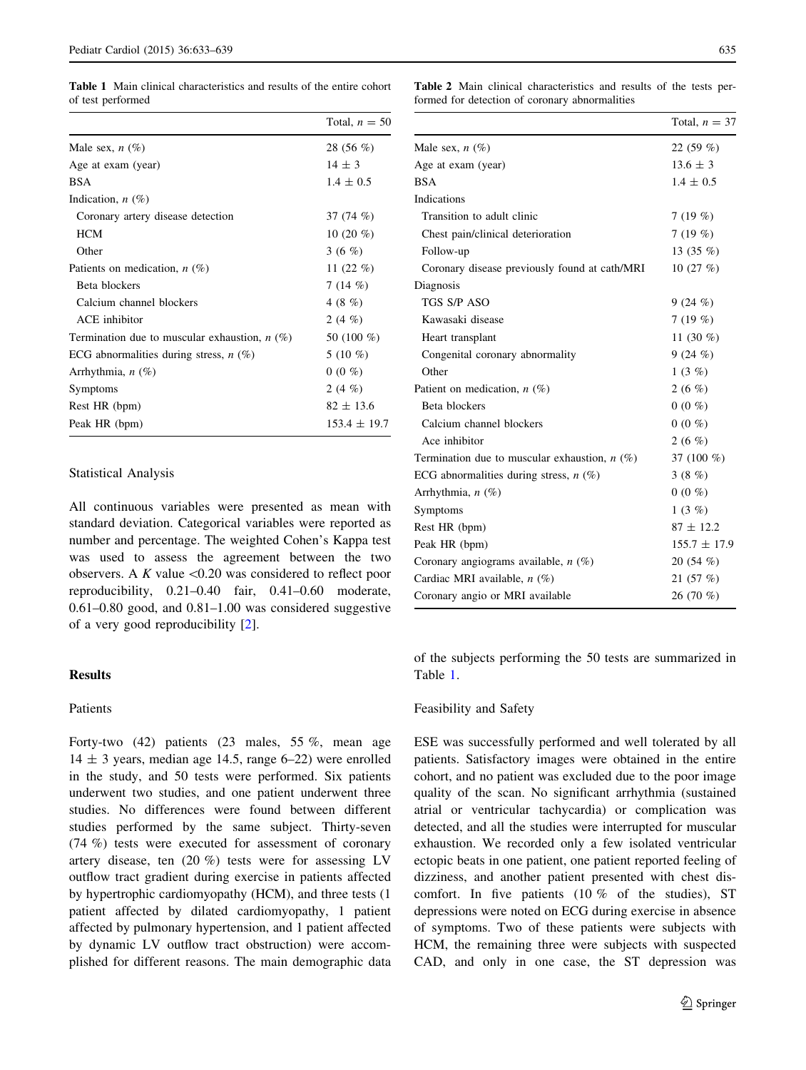**Table 1** Main clinical characteristics and results of the entire cohort of test performed

| | Total, $n = 50$ |
|---|---|
| Male sex, $n$ (%) | 28 (56 %) |
| Age at exam (year) | $14 \pm 3$ |
| BSA | $1.4 \pm 0.5$ |
| Indication, $n$ (%) | |
| Coronary artery disease detection | 37 (74 %) |
| HCM | 10 (20 %) |
| Other | 3 (6 %) |
| Patients on medication, $n$ (%) | 11 (22 %) |
| Beta blockers | 7 (14 %) |
| Calcium channel blockers | 4 (8 %) |
| ACE inhibitor | 2 (4 %) |
| Termination due to muscular exhaustion, $n$ (%) | 50 (100 %) |
| ECG abnormalities during stress, $n$ (%) | 5 (10 %) |
| Arrhythmia, $n$ (%) | 0 (0 %) |
| Symptoms | 2 (4 %) |
| Rest HR (bpm) | $82 \pm 13.6$ |
| Peak HR (bpm) | $153.4 \pm 19.7$ |

### Statistical Analysis

All continuous variables were presented as mean with standard deviation. Categorical variables were reported as number and percentage. The weighted Cohen's Kappa test was used to assess the agreement between the two observers. A $K$ value <0.20 was considered to reflect poor reproducibility, 0.21–0.40 fair, 0.41–0.60 moderate, 0.61–0.80 good, and 0.81–1.00 was considered suggestive of a very good reproducibility [2].

## Results

### Patients

Forty-two (42) patients (23 males, 55 %, mean age $14 \pm 3$ years, median age 14.5, range 6–22) were enrolled in the study, and 50 tests were performed. Six patients underwent two studies, and one patient underwent three studies. No differences were found between different studies performed by the same subject. Thirty-seven (74 %) tests were executed for assessment of coronary artery disease, ten (20 %) tests were for assessing LV outflow tract gradient during exercise in patients affected by hypertrophic cardiomyopathy (HCM), and three tests (1 patient affected by dilated cardiomyopathy, 1 patient affected by pulmonary hypertension, and 1 patient affected by dynamic LV outflow tract obstruction) were accomplished for different reasons. The main demographic data of the subjects performing the 50 tests are summarized in Table 1.

**Table 2** Main clinical characteristics and results of the tests performed for detection of coronary abnormalities

| | Total, $n = 37$ |
|---|---|
| Male sex, $n$ (%) | 22 (59 %) |
| Age at exam (year) | $13.6 \pm 3$ |
| BSA | $1.4 \pm 0.5$ |
| Indications | |
| Transition to adult clinic | 7 (19 %) |
| Chest pain/clinical deterioration | 7 (19 %) |
| Follow-up | 13 (35 %) |
| Coronary disease previously found at cath/MRI | 10 (27 %) |
| Diagnosis | |
| TGS S/P ASO | 9 (24 %) |
| Kawasaki disease | 7 (19 %) |
| Heart transplant | 11 (30 %) |
| Congenital coronary abnormality | 9 (24 %) |
| Other | 1 (3 %) |
| Patient on medication, $n$ (%) | 2 (6 %) |
| Beta blockers | 0 (0 %) |
| Calcium channel blockers | 0 (0 %) |
| Ace inhibitor | 2 (6 %) |
| Termination due to muscular exhaustion, $n$ (%) | 37 (100 %) |
| ECG abnormalities during stress, $n$ (%) | 3 (8 %) |
| Arrhythmia, $n$ (%) | 0 (0 %) |
| Symptoms | 1 (3 %) |
| Rest HR (bpm) | $87 \pm 12.2$ |
| Peak HR (bpm) | $155.7 \pm 17.9$ |
| Coronary angiograms available, $n$ (%) | 20 (54 %) |
| Cardiac MRI available, $n$ (%) | 21 (57 %) |
| Coronary angio or MRI available | 26 (70 %) |

### Feasibility and Safety

ESE was successfully performed and well tolerated by all patients. Satisfactory images were obtained in the entire cohort, and no patient was excluded due to the poor image quality of the scan. No significant arrhythmia (sustained atrial or ventricular tachycardia) or complication was detected, and all the studies were interrupted for muscular exhaustion. We recorded only a few isolated ventricular ectopic beats in one patient, one patient reported feeling of dizziness, and another patient presented with chest discomfort. In five patients (10 % of the studies), ST depressions were noted on ECG during exercise in absence of symptoms. Two of these patients were subjects with HCM, the remaining three were subjects with suspected CAD, and only in one case, the ST depression was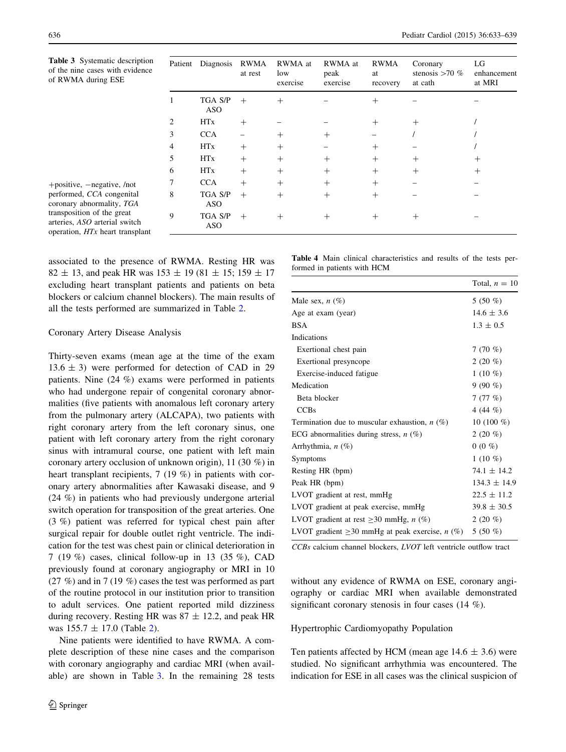Table 3 Systematic description of the nine cases with evidence of RWMA during ESE

| Patient | Diagnosis | RWMA at rest | RWMA at low exercise | RWMA at peak exercise | RWMA at recovery | Coronary stenosis >70 % at cath | LG enhancement at MRI |
|---|---|---|---|---|---|---|---|
| 1 | TGA S/P ASO | + | + | – | + | – | – |
| 2 | HTx | + | – | – | + | + | / |
| 3 | CCA | – | + | + | – | / | / |
| 4 | HTx | + | + | – | + | – | / |
| 5 | HTx | + | + | + | + | + | + |
| 6 | HTx | + | + | + | + | + | + |
| 7 | CCA | + | + | + | + | – | – |
| 8 | TGA S/P ASO | + | + | + | + | – | – |
| 9 | TGA S/P ASO | + | + | + | + | + | – |

+positive, −negative, /not performed, *CCA* congenital coronary abnormality, *TGA* transposition of the great arteries, *ASO* arterial switch operation, *HTx* heart transplant

associated to the presence of RWMA. Resting HR was 82 ± 13, and peak HR was 153 ± 19 (81 ± 15; 159 ± 17 excluding heart transplant patients and patients on beta blockers or calcium channel blockers). The main results of all the tests performed are summarized in Table 2.

## Coronary Artery Disease Analysis

Thirty-seven exams (mean age at the time of the exam 13.6 ± 3) were performed for detection of CAD in 29 patients. Nine (24 %) exams were performed in patients who had undergone repair of congenital coronary abnormalities (five patients with anomalous left coronary artery from the pulmonary artery (ALCAPA), two patients with right coronary artery from the left coronary sinus, one patient with left coronary artery from the right coronary sinus with intramural course, one patient with left main coronary artery occlusion of unknown origin), 11 (30 %) in heart transplant recipients, 7 (19 %) in patients with coronary artery abnormalities after Kawasaki disease, and 9 (24 %) in patients who had previously undergone arterial switch operation for transposition of the great arteries. One (3 %) patient was referred for typical chest pain after surgical repair for double outlet right ventricle. The indication for the test was chest pain or clinical deterioration in 7 (19 %) cases, clinical follow-up in 13 (35 %), CAD previously found at coronary angiography or MRI in 10 (27 %) and in 7 (19 %) cases the test was performed as part of the routine protocol in our institution prior to transition to adult services. One patient reported mild dizziness during recovery. Resting HR was 87 ± 12.2, and peak HR was 155.7 ± 17.0 (Table 2).

Nine patients were identified to have RWMA. A complete description of these nine cases and the comparison with coronary angiography and cardiac MRI (when available) are shown in Table 3. In the remaining 28 tests without any evidence of RWMA on ESE, coronary angiography or cardiac MRI when available demonstrated significant coronary stenosis in four cases (14 %).

Table 4 Main clinical characteristics and results of the tests performed in patients with HCM

| | Total, $n = 10$ |
|---|---|
| Male sex, *n* (%) | 5 (50 %) |
| Age at exam (year) | 14.6 ± 3.6 |
| BSA | 1.3 ± 0.5 |
| Indications | |
| Exertional chest pain | 7 (70 %) |
| Exertional presyncope | 2 (20 %) |
| Exercise-induced fatigue | 1 (10 %) |
| Medication | 9 (90 %) |
| Beta blocker | 7 (77 %) |
| CCBs | 4 (44 %) |
| Termination due to muscular exhaustion, *n* (%) | 10 (100 %) |
| ECG abnormalities during stress, *n* (%) | 2 (20 %) |
| Arrhythmia, *n* (%) | 0 (0 %) |
| Symptoms | 1 (10 %) |
| Resting HR (bpm) | 74.1 ± 14.2 |
| Peak HR (bpm) | 134.3 ± 14.9 |
| LVOT gradient at rest, mmHg | 22.5 ± 11.2 |
| LVOT gradient at peak exercise, mmHg | 39.8 ± 30.5 |
| LVOT gradient at rest ≥30 mmHg, *n* (%) | 2 (20 %) |
| LVOT gradient ≥30 mmHg at peak exercise, *n* (%) | 5 (50 %) |

*CCBs* calcium channel blockers, *LVOT* left ventricle outflow tract

## Hypertrophic Cardiomyopathy Population

Ten patients affected by HCM (mean age 14.6 ± 3.6) were studied. No significant arrhythmia was encountered. The indication for ESE in all cases was the clinical suspicion of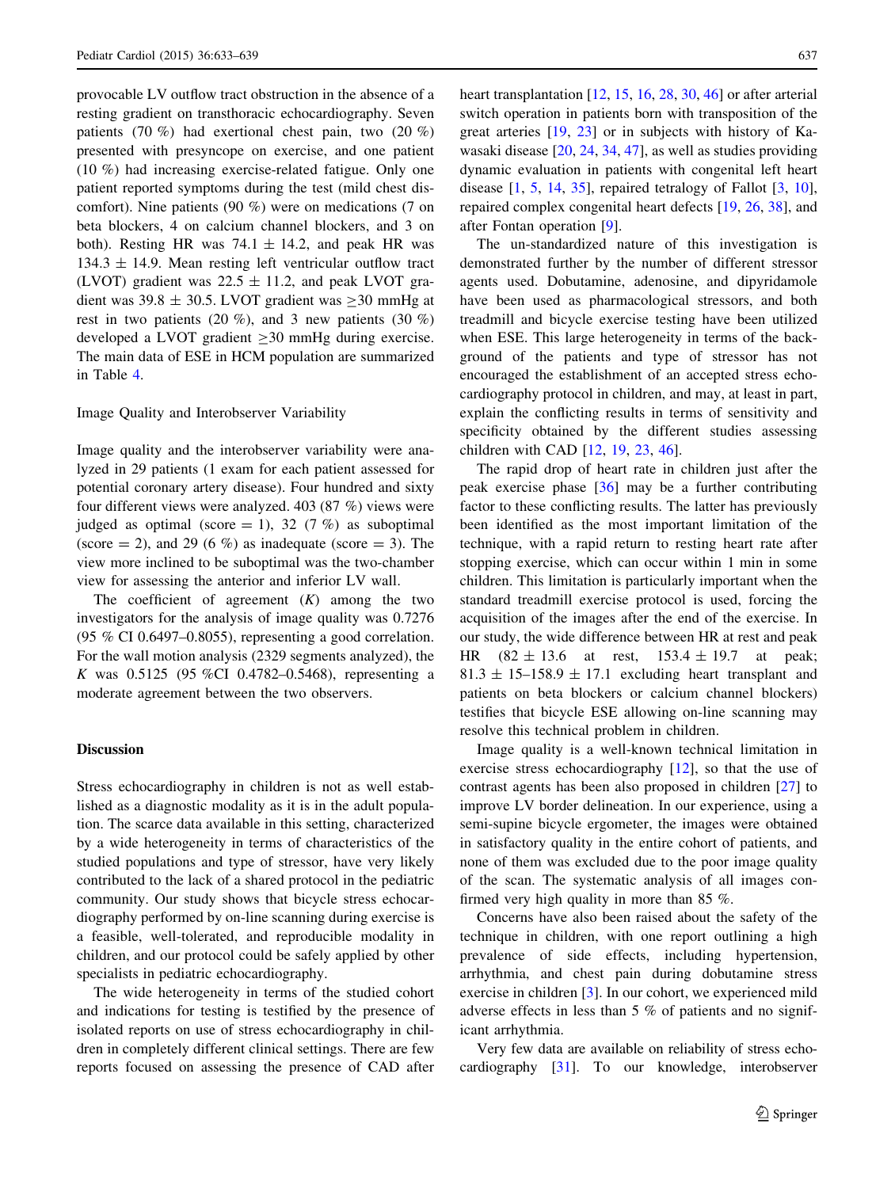provocable LV outflow tract obstruction in the absence of a resting gradient on transthoracic echocardiography. Seven patients (70 %) had exertional chest pain, two (20 %) presented with presyncope on exercise, and one patient (10 %) had increasing exercise-related fatigue. Only one patient reported symptoms during the test (mild chest discomfort). Nine patients (90 %) were on medications (7 on beta blockers, 4 on calcium channel blockers, and 3 on both). Resting HR was $74.1 \pm 14.2$, and peak HR was $134.3 \pm 14.9$. Mean resting left ventricular outflow tract (LVOT) gradient was $22.5 \pm 11.2$, and peak LVOT gradient was $39.8 \pm 30.5$. LVOT gradient was $\geq$30 mmHg at rest in two patients (20 %), and 3 new patients (30 %) developed a LVOT gradient $\geq$30 mmHg during exercise. The main data of ESE in HCM population are summarized in Table 4.

### Image Quality and Interobserver Variability

Image quality and the interobserver variability were analyzed in 29 patients (1 exam for each patient assessed for potential coronary artery disease). Four hundred and sixty four different views were analyzed. 403 (87 %) views were judged as optimal (score = 1), 32 (7 %) as suboptimal (score = 2), and 29 (6 %) as inadequate (score = 3). The view more inclined to be suboptimal was the two-chamber view for assessing the anterior and inferior LV wall.

The coefficient of agreement ($K$) among the two investigators for the analysis of image quality was 0.7276 (95 % CI 0.6497–0.8055), representing a good correlation. For the wall motion analysis (2329 segments analyzed), the $K$ was 0.5125 (95 %CI 0.4782–0.5468), representing a moderate agreement between the two observers.

## Discussion

Stress echocardiography in children is not as well established as a diagnostic modality as it is in the adult population. The scarce data available in this setting, characterized by a wide heterogeneity in terms of characteristics of the studied populations and type of stressor, have very likely contributed to the lack of a shared protocol in the pediatric community. Our study shows that bicycle stress echocardiography performed by on-line scanning during exercise is a feasible, well-tolerated, and reproducible modality in children, and our protocol could be safely applied by other specialists in pediatric echocardiography.

The wide heterogeneity in terms of the studied cohort and indications for testing is testified by the presence of isolated reports on use of stress echocardiography in children in completely different clinical settings. There are few reports focused on assessing the presence of CAD after heart transplantation [12, 15, 16, 28, 30, 46] or after arterial switch operation in patients born with transposition of the great arteries [19, 23] or in subjects with history of Kawasaki disease [20, 24, 34, 47], as well as studies providing dynamic evaluation in patients with congenital left heart disease [1, 5, 14, 35], repaired tetralogy of Fallot [3, 10], repaired complex congenital heart defects [19, 26, 38], and after Fontan operation [9].

The un-standardized nature of this investigation is demonstrated further by the number of different stressor agents used. Dobutamine, adenosine, and dipyridamole have been used as pharmacological stressors, and both treadmill and bicycle exercise testing have been utilized when ESE. This large heterogeneity in terms of the background of the patients and type of stressor has not encouraged the establishment of an accepted stress echocardiography protocol in children, and may, at least in part, explain the conflicting results in terms of sensitivity and specificity obtained by the different studies assessing children with CAD [12, 19, 23, 46].

The rapid drop of heart rate in children just after the peak exercise phase [36] may be a further contributing factor to these conflicting results. The latter has previously been identified as the most important limitation of the technique, with a rapid return to resting heart rate after stopping exercise, which can occur within 1 min in some children. This limitation is particularly important when the standard treadmill exercise protocol is used, forcing the acquisition of the images after the end of the exercise. In our study, the wide difference between HR at rest and peak HR ($82 \pm 13.6$ at rest, $153.4 \pm 19.7$ at peak; $81.3 \pm 15$–$158.9 \pm 17.1$ excluding heart transplant and patients on beta blockers or calcium channel blockers) testifies that bicycle ESE allowing on-line scanning may resolve this technical problem in children.

Image quality is a well-known technical limitation in exercise stress echocardiography [12], so that the use of contrast agents has been also proposed in children [27] to improve LV border delineation. In our experience, using a semi-supine bicycle ergometer, the images were obtained in satisfactory quality in the entire cohort of patients, and none of them was excluded due to the poor image quality of the scan. The systematic analysis of all images confirmed very high quality in more than 85 %.

Concerns have also been raised about the safety of the technique in children, with one report outlining a high prevalence of side effects, including hypertension, arrhythmia, and chest pain during dobutamine stress exercise in children [3]. In our cohort, we experienced mild adverse effects in less than 5 % of patients and no significant arrhythmia.

Very few data are available on reliability of stress echocardiography [31]. To our knowledge, interobserver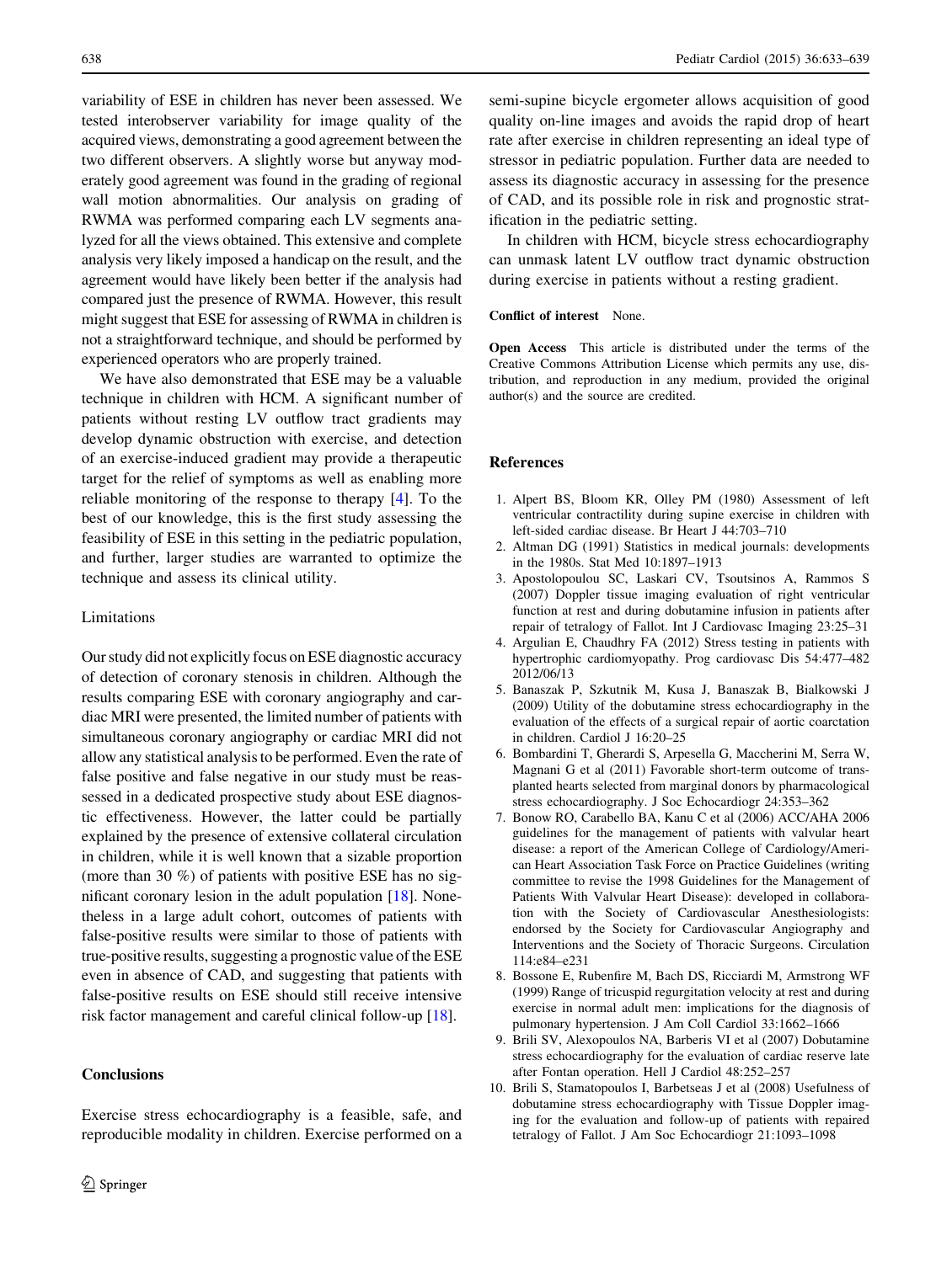variability of ESE in children has never been assessed. We tested interobserver variability for image quality of the acquired views, demonstrating a good agreement between the two different observers. A slightly worse but anyway moderately good agreement was found in the grading of regional wall motion abnormalities. Our analysis on grading of RWMA was performed comparing each LV segments analyzed for all the views obtained. This extensive and complete analysis very likely imposed a handicap on the result, and the agreement would have likely been better if the analysis had compared just the presence of RWMA. However, this result might suggest that ESE for assessing of RWMA in children is not a straightforward technique, and should be performed by experienced operators who are properly trained.

We have also demonstrated that ESE may be a valuable technique in children with HCM. A significant number of patients without resting LV outflow tract gradients may develop dynamic obstruction with exercise, and detection of an exercise-induced gradient may provide a therapeutic target for the relief of symptoms as well as enabling more reliable monitoring of the response to therapy [4]. To the best of our knowledge, this is the first study assessing the feasibility of ESE in this setting in the pediatric population, and further, larger studies are warranted to optimize the technique and assess its clinical utility.

### Limitations

Our study did not explicitly focus on ESE diagnostic accuracy of detection of coronary stenosis in children. Although the results comparing ESE with coronary angiography and cardiac MRI were presented, the limited number of patients with simultaneous coronary angiography or cardiac MRI did not allow any statistical analysis to be performed. Even the rate of false positive and false negative in our study must be reassessed in a dedicated prospective study about ESE diagnostic effectiveness. However, the latter could be partially explained by the presence of extensive collateral circulation in children, while it is well known that a sizable proportion (more than 30 %) of patients with positive ESE has no significant coronary lesion in the adult population [18]. Nonetheless in a large adult cohort, outcomes of patients with false-positive results were similar to those of patients with true-positive results, suggesting a prognostic value of the ESE even in absence of CAD, and suggesting that patients with false-positive results on ESE should still receive intensive risk factor management and careful clinical follow-up [18].

## Conclusions

Exercise stress echocardiography is a feasible, safe, and reproducible modality in children. Exercise performed on a semi-supine bicycle ergometer allows acquisition of good quality on-line images and avoids the rapid drop of heart rate after exercise in children representing an ideal type of stressor in pediatric population. Further data are needed to assess its diagnostic accuracy in assessing for the presence of CAD, and its possible role in risk and prognostic stratification in the pediatric setting.

In children with HCM, bicycle stress echocardiography can unmask latent LV outflow tract dynamic obstruction during exercise in patients without a resting gradient.

**Conflict of interest** None.

**Open Access** This article is distributed under the terms of the Creative Commons Attribution License which permits any use, distribution, and reproduction in any medium, provided the original author(s) and the source are credited.

## References

1. Alpert BS, Bloom KR, Olley PM (1980) Assessment of left ventricular contractility during supine exercise in children with left-sided cardiac disease. Br Heart J 44:703–710
2. Altman DG (1991) Statistics in medical journals: developments in the 1980s. Stat Med 10:1897–1913
3. Apostolopoulou SC, Laskari CV, Tsoutsinos A, Rammos S (2007) Doppler tissue imaging evaluation of right ventricular function at rest and during dobutamine infusion in patients after repair of tetralogy of Fallot. Int J Cardiovasc Imaging 23:25–31
4. Argulian E, Chaudhry FA (2012) Stress testing in patients with hypertrophic cardiomyopathy. Prog cardiovasc Dis 54:477–482 2012/06/13
5. Banaszak P, Szkutnik M, Kusa J, Banaszak B, Bialkowski J (2009) Utility of the dobutamine stress echocardiography in the evaluation of the effects of a surgical repair of aortic coarctation in children. Cardiol J 16:20–25
6. Bombardini T, Gherardi S, Arpesella G, Maccherini M, Serra W, Magnani G et al (2011) Favorable short-term outcome of transplanted hearts selected from marginal donors by pharmacological stress echocardiography. J Soc Echocardiogr 24:353–362
7. Bonow RO, Carabello BA, Kanu C et al (2006) ACC/AHA 2006 guidelines for the management of patients with valvular heart disease: a report of the American College of Cardiology/American Heart Association Task Force on Practice Guidelines (writing committee to revise the 1998 Guidelines for the Management of Patients With Valvular Heart Disease): developed in collaboration with the Society of Cardiovascular Anesthesiologists: endorsed by the Society for Cardiovascular Angiography and Interventions and the Society of Thoracic Surgeons. Circulation 114:e84–e231
8. Bossone E, Rubenfire M, Bach DS, Ricciardi M, Armstrong WF (1999) Range of tricuspid regurgitation velocity at rest and during exercise in normal adult men: implications for the diagnosis of pulmonary hypertension. J Am Coll Cardiol 33:1662–1666
9. Brili SV, Alexopoulos NA, Barberis VI et al (2007) Dobutamine stress echocardiography for the evaluation of cardiac reserve late after Fontan operation. Hell J Cardiol 48:252–257
10. Brili S, Stamatopoulos I, Barbetseas J et al (2008) Usefulness of dobutamine stress echocardiography with Tissue Doppler imaging for the evaluation and follow-up of patients with repaired tetralogy of Fallot. J Am Soc Echocardiogr 21:1093–1098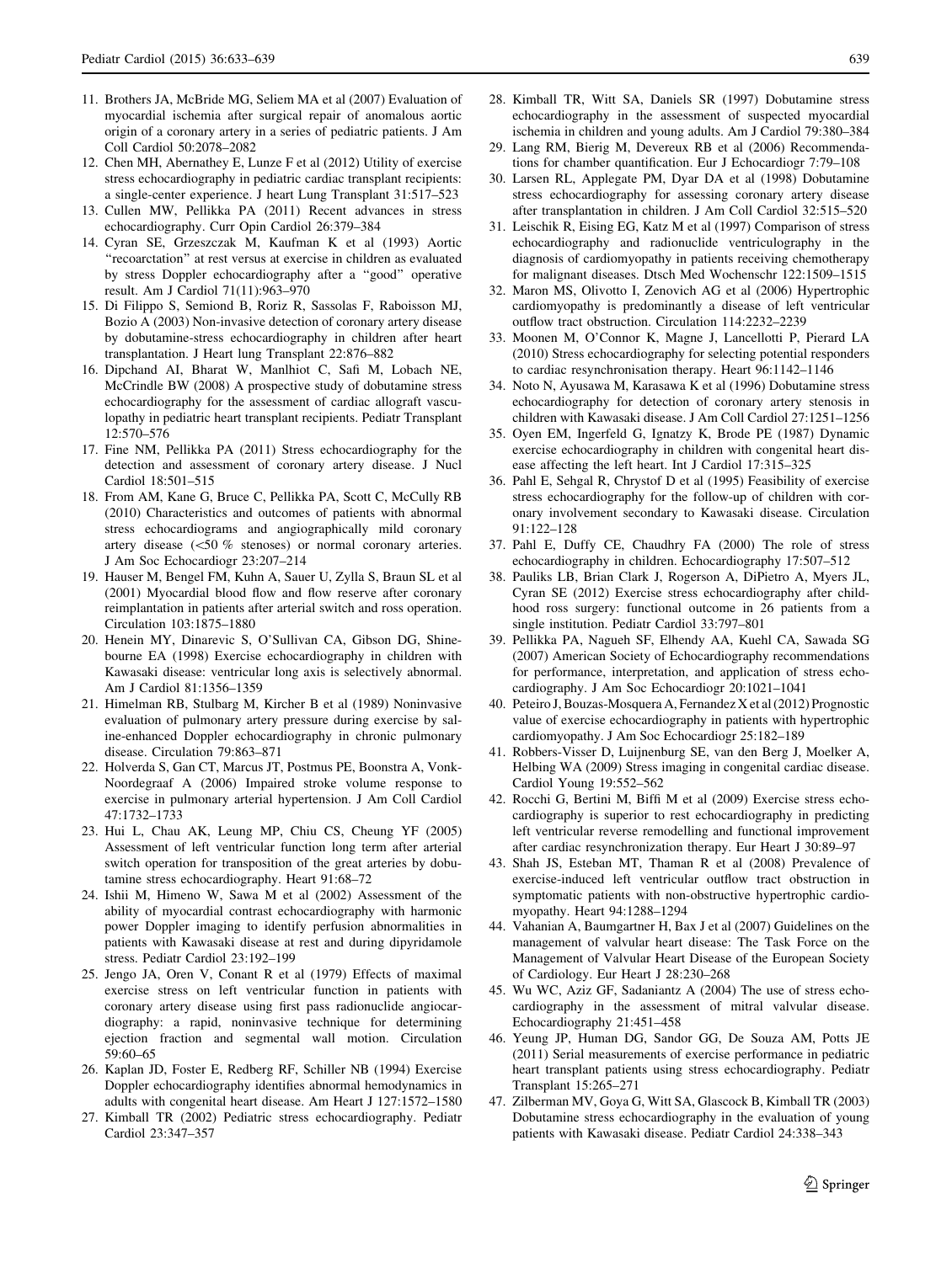11. Brothers JA, McBride MG, Seliem MA et al (2007) Evaluation of myocardial ischemia after surgical repair of anomalous aortic origin of a coronary artery in a series of pediatric patients. J Am Coll Cardiol 50:2078–2082
12. Chen MH, Abernathey E, Lunze F et al (2012) Utility of exercise stress echocardiography in pediatric cardiac transplant recipients: a single-center experience. J heart Lung Transplant 31:517–523
13. Cullen MW, Pellikka PA (2011) Recent advances in stress echocardiography. Curr Opin Cardiol 26:379–384
14. Cyran SE, Grzeszczak M, Kaufman K et al (1993) Aortic "recoarctation" at rest versus at exercise in children as evaluated by stress Doppler echocardiography after a "good" operative result. Am J Cardiol 71(11):963–970
15. Di Filippo S, Semiond B, Roriz R, Sassolas F, Raboisson MJ, Bozio A (2003) Non-invasive detection of coronary artery disease by dobutamine-stress echocardiography in children after heart transplantation. J Heart lung Transplant 22:876–882
16. Dipchand AI, Bharat W, Manlhiot C, Safi M, Lobach NE, McCrindle BW (2008) A prospective study of dobutamine stress echocardiography for the assessment of cardiac allograft vasculopathy in pediatric heart transplant recipients. Pediatr Transplant 12:570–576
17. Fine NM, Pellikka PA (2011) Stress echocardiography for the detection and assessment of coronary artery disease. J Nucl Cardiol 18:501–515
18. From AM, Kane G, Bruce C, Pellikka PA, Scott C, McCully RB (2010) Characteristics and outcomes of patients with abnormal stress echocardiograms and angiographically mild coronary artery disease (<50 % stenoses) or normal coronary arteries. J Am Soc Echocardiogr 23:207–214
19. Hauser M, Bengel FM, Kuhn A, Sauer U, Zylla S, Braun SL et al (2001) Myocardial blood flow and flow reserve after coronary reimplantation in patients after arterial switch and ross operation. Circulation 103:1875–1880
20. Henein MY, Dinarevic S, O'Sullivan CA, Gibson DG, Shinebourne EA (1998) Exercise echocardiography in children with Kawasaki disease: ventricular long axis is selectively abnormal. Am J Cardiol 81:1356–1359
21. Himelman RB, Stulbarg M, Kircher B et al (1989) Noninvasive evaluation of pulmonary artery pressure during exercise by saline-enhanced Doppler echocardiography in chronic pulmonary disease. Circulation 79:863–871
22. Holverda S, Gan CT, Marcus JT, Postmus PE, Boonstra A, Vonk-Noordegraaf A (2006) Impaired stroke volume response to exercise in pulmonary arterial hypertension. J Am Coll Cardiol 47:1732–1733
23. Hui L, Chau AK, Leung MP, Chiu CS, Cheung YF (2005) Assessment of left ventricular function long term after arterial switch operation for transposition of the great arteries by dobutamine stress echocardiography. Heart 91:68–72
24. Ishii M, Himeno W, Sawa M et al (2002) Assessment of the ability of myocardial contrast echocardiography with harmonic power Doppler imaging to identify perfusion abnormalities in patients with Kawasaki disease at rest and during dipyridamole stress. Pediatr Cardiol 23:192–199
25. Jengo JA, Oren V, Conant R et al (1979) Effects of maximal exercise stress on left ventricular function in patients with coronary artery disease using first pass radionuclide angiocardiography: a rapid, noninvasive technique for determining ejection fraction and segmental wall motion. Circulation 59:60–65
26. Kaplan JD, Foster E, Redberg RF, Schiller NB (1994) Exercise Doppler echocardiography identifies abnormal hemodynamics in adults with congenital heart disease. Am Heart J 127:1572–1580
27. Kimball TR (2002) Pediatric stress echocardiography. Pediatr Cardiol 23:347–357
28. Kimball TR, Witt SA, Daniels SR (1997) Dobutamine stress echocardiography in the assessment of suspected myocardial ischemia in children and young adults. Am J Cardiol 79:380–384
29. Lang RM, Bierig M, Devereux RB et al (2006) Recommendations for chamber quantification. Eur J Echocardiogr 7:79–108
30. Larsen RL, Applegate PM, Dyar DA et al (1998) Dobutamine stress echocardiography for assessing coronary artery disease after transplantation in children. J Am Coll Cardiol 32:515–520
31. Leischik R, Eising EG, Katz M et al (1997) Comparison of stress echocardiography and radionuclide ventriculography in the diagnosis of cardiomyopathy in patients receiving chemotherapy for malignant diseases. Dtsch Med Wochenschr 122:1509–1515
32. Maron MS, Olivotto I, Zenovich AG et al (2006) Hypertrophic cardiomyopathy is predominantly a disease of left ventricular outflow tract obstruction. Circulation 114:2232–2239
33. Moonen M, O'Connor K, Magne J, Lancellotti P, Pierard LA (2010) Stress echocardiography for selecting potential responders to cardiac resynchronisation therapy. Heart 96:1142–1146
34. Noto N, Ayusawa M, Karasawa K et al (1996) Dobutamine stress echocardiography for detection of coronary artery stenosis in children with Kawasaki disease. J Am Coll Cardiol 27:1251–1256
35. Oyen EM, Ingerfeld G, Ignatzy K, Brode PE (1987) Dynamic exercise echocardiography in children with congenital heart disease affecting the left heart. Int J Cardiol 17:315–325
36. Pahl E, Sehgal R, Chrystof D et al (1995) Feasibility of exercise stress echocardiography for the follow-up of children with coronary involvement secondary to Kawasaki disease. Circulation 91:122–128
37. Pahl E, Duffy CE, Chaudhry FA (2000) The role of stress echocardiography in children. Echocardiography 17:507–512
38. Pauliks LB, Brian Clark J, Rogerson A, DiPietro A, Myers JL, Cyran SE (2012) Exercise stress echocardiography after childhood ross surgery: functional outcome in 26 patients from a single institution. Pediatr Cardiol 33:797–801
39. Pellikka PA, Nagueh SF, Elhendy AA, Kuehl CA, Sawada SG (2007) American Society of Echocardiography recommendations for performance, interpretation, and application of stress echocardiography. J Am Soc Echocardiogr 20:1021–1041
40. Peteiro J, Bouzas-Mosquera A, Fernandez X et al (2012) Prognostic value of exercise echocardiography in patients with hypertrophic cardiomyopathy. J Am Soc Echocardiogr 25:182–189
41. Robbers-Visser D, Luijnenburg SE, van den Berg J, Moelker A, Helbing WA (2009) Stress imaging in congenital cardiac disease. Cardiol Young 19:552–562
42. Rocchi G, Bertini M, Biffi M et al (2009) Exercise stress echocardiography is superior to rest echocardiography in predicting left ventricular reverse remodelling and functional improvement after cardiac resynchronization therapy. Eur Heart J 30:89–97
43. Shah JS, Esteban MT, Thaman R et al (2008) Prevalence of exercise-induced left ventricular outflow tract obstruction in symptomatic patients with non-obstructive hypertrophic cardiomyopathy. Heart 94:1288–1294
44. Vahanian A, Baumgartner H, Bax J et al (2007) Guidelines on the management of valvular heart disease: The Task Force on the Management of Valvular Heart Disease of the European Society of Cardiology. Eur Heart J 28:230–268
45. Wu WC, Aziz GF, Sadaniantz A (2004) The use of stress echocardiography in the assessment of mitral valvular disease. Echocardiography 21:451–458
46. Yeung JP, Human DG, Sandor GG, De Souza AM, Potts JE (2011) Serial measurements of exercise performance in pediatric heart transplant patients using stress echocardiography. Pediatr Transplant 15:265–271
47. Zilberman MV, Goya G, Witt SA, Glascock B, Kimball TR (2003) Dobutamine stress echocardiography in the evaluation of young patients with Kawasaki disease. Pediatr Cardiol 24:338–343